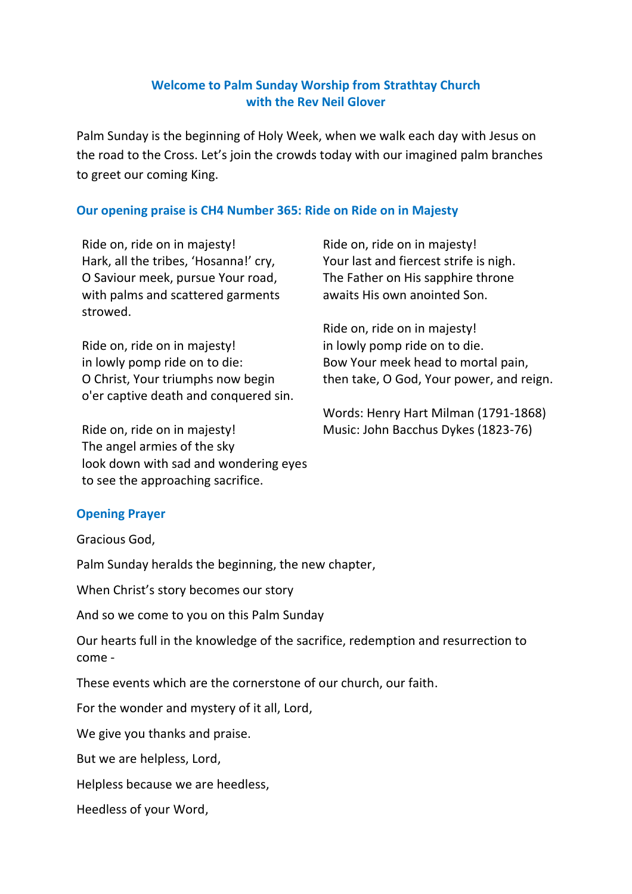**Welcome to Palm Sunday Worship from Strathtay Church
with the Rev Neil Glover**

Palm Sunday is the beginning of Holy Week, when we walk each day with Jesus on the road to the Cross. Let's join the crowds today with our imagined palm branches to greet our coming King.

**Our opening praise is CH4 Number 365: Ride on Ride on in Majesty**

Ride on, ride on in majesty!
Hark, all the tribes, 'Hosanna!' cry,
O Saviour meek, pursue Your road,
with palms and scattered garments strowed.

Ride on, ride on in majesty!
in lowly pomp ride on to die:
O Christ, Your triumphs now begin
o'er captive death and conquered sin.

Ride on, ride on in majesty!
The angel armies of the sky
look down with sad and wondering eyes
to see the approaching sacrifice.

Ride on, ride on in majesty!
Your last and fiercest strife is nigh.
The Father on His sapphire throne
awaits His own anointed Son.

Ride on, ride on in majesty!
in lowly pomp ride on to die.
Bow Your meek head to mortal pain,
then take, O God, Your power, and reign.

Words: Henry Hart Milman (1791-1868)
Music: John Bacchus Dykes (1823-76)

**Opening Prayer**

Gracious God,

Palm Sunday heralds the beginning, the new chapter,

When Christ's story becomes our story

And so we come to you on this Palm Sunday

Our hearts full in the knowledge of the sacrifice, redemption and resurrection to come -

These events which are the cornerstone of our church, our faith.

For the wonder and mystery of it all, Lord,

We give you thanks and praise.

But we are helpless, Lord,

Helpless because we are heedless,

Heedless of your Word,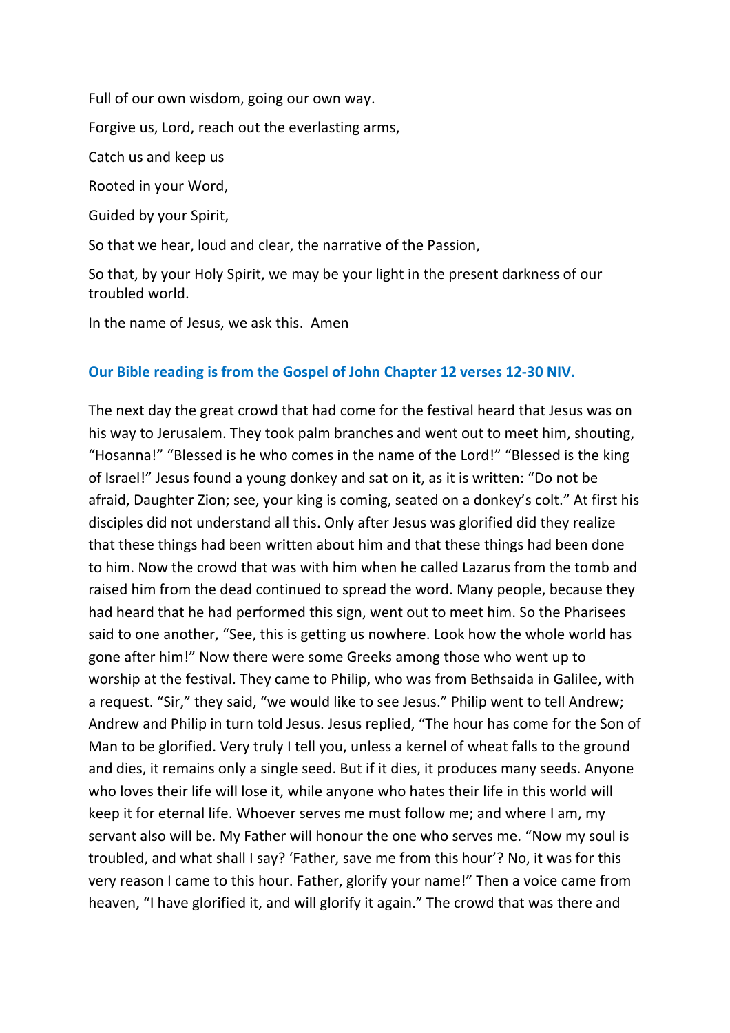Full of our own wisdom, going our own way.

Forgive us, Lord, reach out the everlasting arms,

Catch us and keep us

Rooted in your Word,

Guided by your Spirit,

So that we hear, loud and clear, the narrative of the Passion,

So that, by your Holy Spirit, we may be your light in the present darkness of our troubled world.

In the name of Jesus, we ask this. Amen

**Our Bible reading is from the Gospel of John Chapter 12 verses 12-30 NIV.**

The next day the great crowd that had come for the festival heard that Jesus was on his way to Jerusalem. They took palm branches and went out to meet him, shouting, "Hosanna!" "Blessed is he who comes in the name of the Lord!" "Blessed is the king of Israel!" Jesus found a young donkey and sat on it, as it is written: "Do not be afraid, Daughter Zion; see, your king is coming, seated on a donkey's colt." At first his disciples did not understand all this. Only after Jesus was glorified did they realize that these things had been written about him and that these things had been done to him. Now the crowd that was with him when he called Lazarus from the tomb and raised him from the dead continued to spread the word. Many people, because they had heard that he had performed this sign, went out to meet him. So the Pharisees said to one another, "See, this is getting us nowhere. Look how the whole world has gone after him!" Now there were some Greeks among those who went up to worship at the festival. They came to Philip, who was from Bethsaida in Galilee, with a request. "Sir," they said, "we would like to see Jesus." Philip went to tell Andrew; Andrew and Philip in turn told Jesus. Jesus replied, "The hour has come for the Son of Man to be glorified. Very truly I tell you, unless a kernel of wheat falls to the ground and dies, it remains only a single seed. But if it dies, it produces many seeds. Anyone who loves their life will lose it, while anyone who hates their life in this world will keep it for eternal life. Whoever serves me must follow me; and where I am, my servant also will be. My Father will honour the one who serves me. "Now my soul is troubled, and what shall I say? 'Father, save me from this hour'? No, it was for this very reason I came to this hour. Father, glorify your name!" Then a voice came from heaven, "I have glorified it, and will glorify it again." The crowd that was there and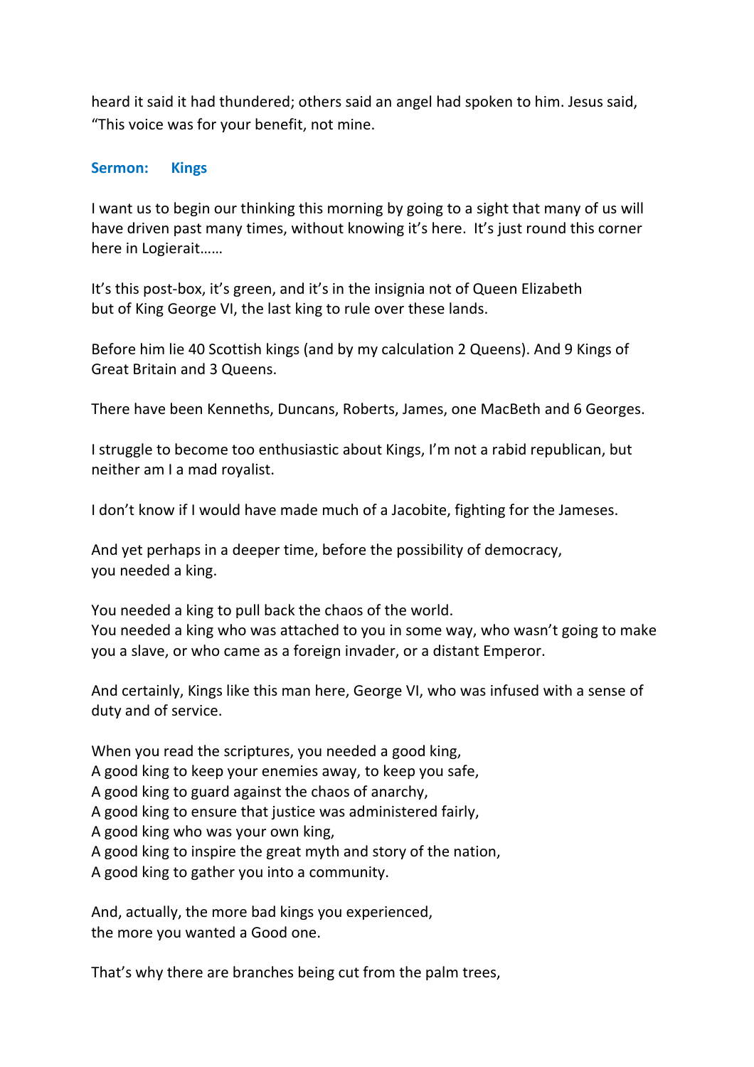heard it said it had thundered; others said an angel had spoken to him. Jesus said, "This voice was for your benefit, not mine.

**Sermon: Kings**

I want us to begin our thinking this morning by going to a sight that many of us will have driven past many times, without knowing it's here. It's just round this corner here in Logierait……

It's this post-box, it's green, and it's in the insignia not of Queen Elizabeth but of King George VI, the last king to rule over these lands.

Before him lie 40 Scottish kings (and by my calculation 2 Queens). And 9 Kings of Great Britain and 3 Queens.

There have been Kenneths, Duncans, Roberts, James, one MacBeth and 6 Georges.

I struggle to become too enthusiastic about Kings, I'm not a rabid republican, but neither am I a mad royalist.

I don't know if I would have made much of a Jacobite, fighting for the Jameses.

And yet perhaps in a deeper time, before the possibility of democracy,
you needed a king.

You needed a king to pull back the chaos of the world.
You needed a king who was attached to you in some way, who wasn't going to make you a slave, or who came as a foreign invader, or a distant Emperor.

And certainly, Kings like this man here, George VI, who was infused with a sense of duty and of service.

When you read the scriptures, you needed a good king,
A good king to keep your enemies away, to keep you safe,
A good king to guard against the chaos of anarchy,
A good king to ensure that justice was administered fairly,
A good king who was your own king,
A good king to inspire the great myth and story of the nation,
A good king to gather you into a community.

And, actually, the more bad kings you experienced,
the more you wanted a Good one.

That's why there are branches being cut from the palm trees,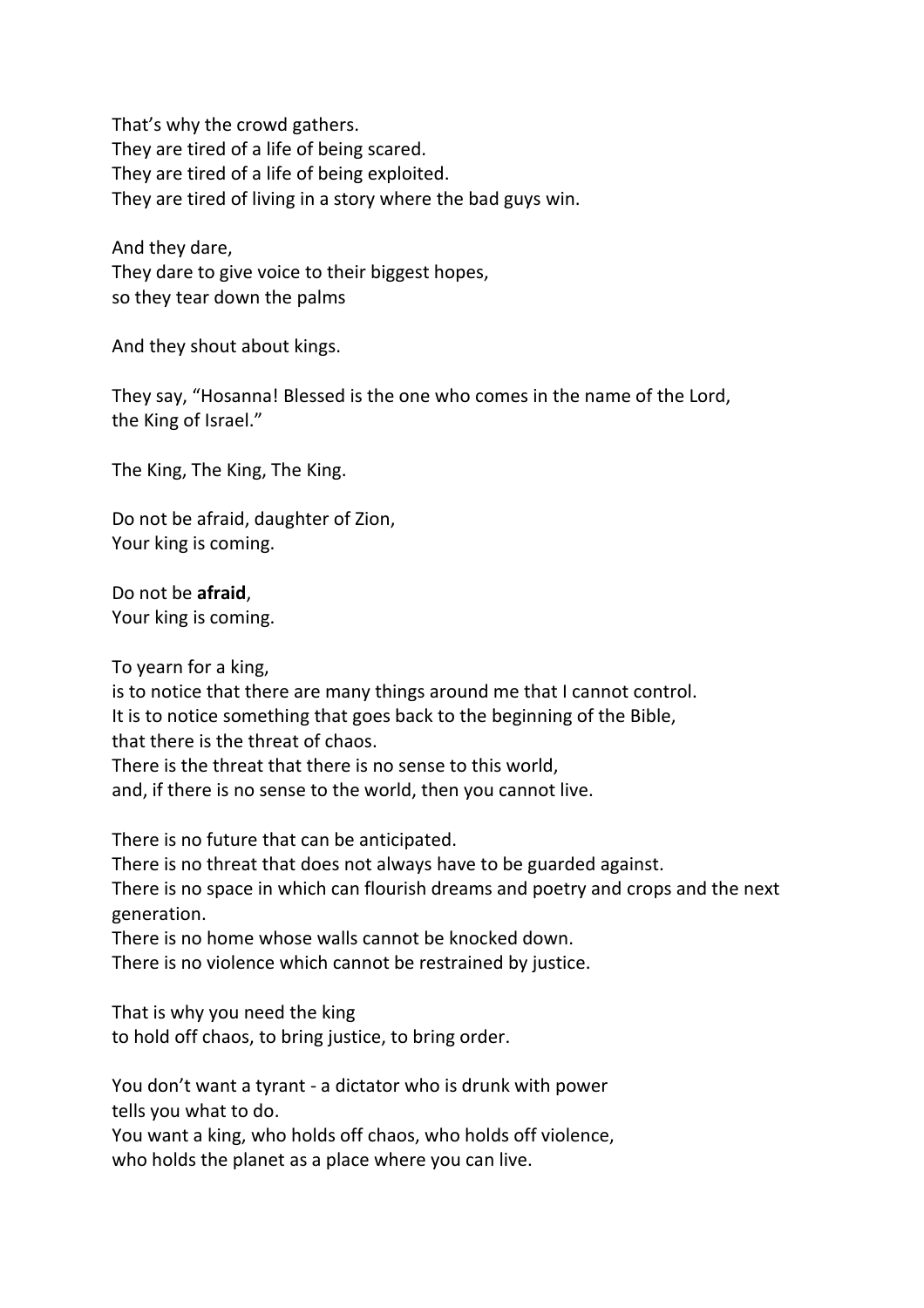That's why the crowd gathers.
They are tired of a life of being scared.
They are tired of a life of being exploited.
They are tired of living in a story where the bad guys win.

And they dare,
They dare to give voice to their biggest hopes,
so they tear down the palms

And they shout about kings.

They say, "Hosanna! Blessed is the one who comes in the name of the Lord,
the King of Israel."

The King, The King, The King.

Do not be afraid, daughter of Zion,
Your king is coming.

Do not be **afraid**,
Your king is coming.

To yearn for a king,
is to notice that there are many things around me that I cannot control.
It is to notice something that goes back to the beginning of the Bible,
that there is the threat of chaos.
There is the threat that there is no sense to this world,
and, if there is no sense to the world, then you cannot live.

There is no future that can be anticipated.
There is no threat that does not always have to be guarded against.
There is no space in which can flourish dreams and poetry and crops and the next generation.
There is no home whose walls cannot be knocked down.
There is no violence which cannot be restrained by justice.

That is why you need the king
to hold off chaos, to bring justice, to bring order.

You don't want a tyrant - a dictator who is drunk with power
tells you what to do.
You want a king, who holds off chaos, who holds off violence,
who holds the planet as a place where you can live.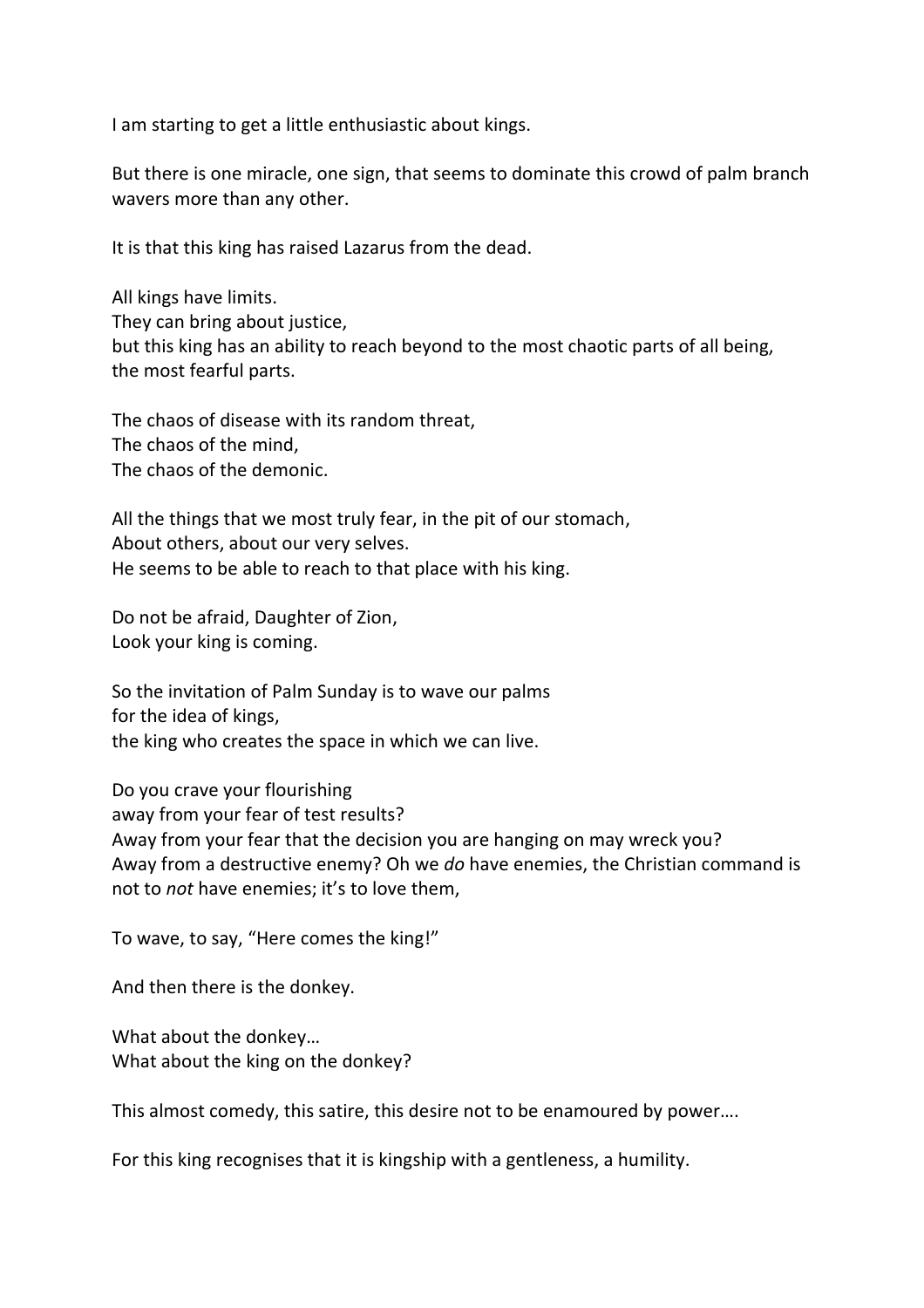I am starting to get a little enthusiastic about kings.

But there is one miracle, one sign, that seems to dominate this crowd of palm branch wavers more than any other.

It is that this king has raised Lazarus from the dead.

All kings have limits.
They can bring about justice,
but this king has an ability to reach beyond to the most chaotic parts of all being,
the most fearful parts.

The chaos of disease with its random threat,
The chaos of the mind,
The chaos of the demonic.

All the things that we most truly fear, in the pit of our stomach,
About others, about our very selves.
He seems to be able to reach to that place with his king.

Do not be afraid, Daughter of Zion,
Look your king is coming.

So the invitation of Palm Sunday is to wave our palms
for the idea of kings,
the king who creates the space in which we can live.

Do you crave your flourishing
away from your fear of test results?
Away from your fear that the decision you are hanging on may wreck you?
Away from a destructive enemy? Oh we *do* have enemies, the Christian command is not to *not* have enemies; it's to love them,

To wave, to say, "Here comes the king!"

And then there is the donkey.

What about the donkey…
What about the king on the donkey?

This almost comedy, this satire, this desire not to be enamoured by power….

For this king recognises that it is kingship with a gentleness, a humility.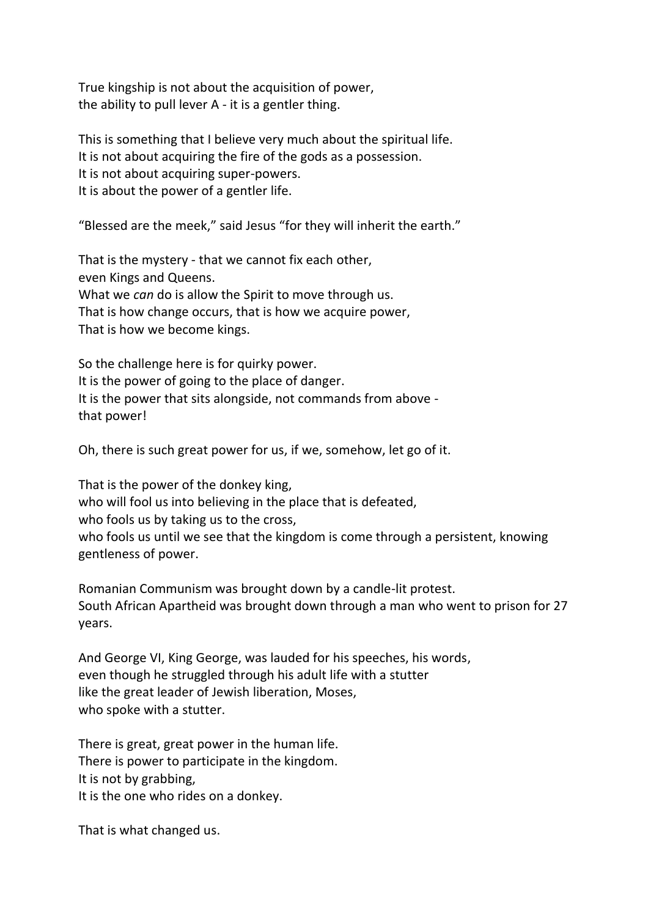True kingship is not about the acquisition of power,
the ability to pull lever A - it is a gentler thing.

This is something that I believe very much about the spiritual life.
It is not about acquiring the fire of the gods as a possession.
It is not about acquiring super-powers.
It is about the power of a gentler life.

"Blessed are the meek," said Jesus "for they will inherit the earth."

That is the mystery - that we cannot fix each other,
even Kings and Queens.
What we *can* do is allow the Spirit to move through us.
That is how change occurs, that is how we acquire power,
That is how we become kings.

So the challenge here is for quirky power.
It is the power of going to the place of danger.
It is the power that sits alongside, not commands from above -
that power!

Oh, there is such great power for us, if we, somehow, let go of it.

That is the power of the donkey king,
who will fool us into believing in the place that is defeated,
who fools us by taking us to the cross,
who fools us until we see that the kingdom is come through a persistent, knowing gentleness of power.

Romanian Communism was brought down by a candle-lit protest.
South African Apartheid was brought down through a man who went to prison for 27 years.

And George VI, King George, was lauded for his speeches, his words,
even though he struggled through his adult life with a stutter
like the great leader of Jewish liberation, Moses,
who spoke with a stutter.

There is great, great power in the human life.
There is power to participate in the kingdom.
It is not by grabbing,
It is the one who rides on a donkey.

That is what changed us.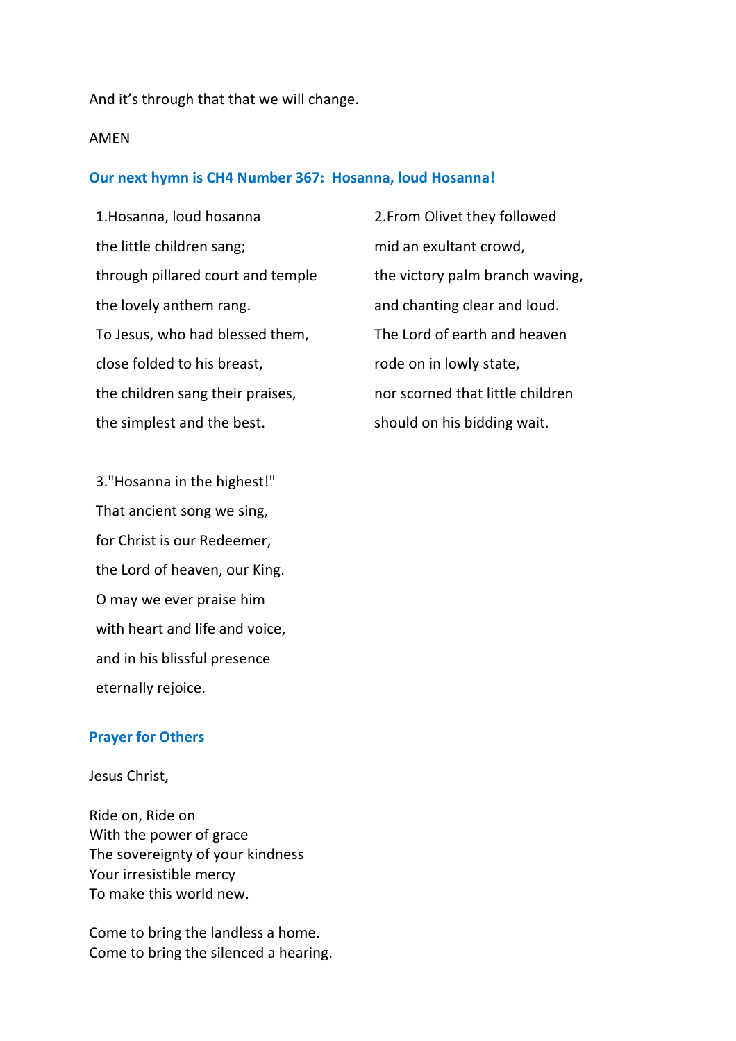And it’s through that that we will change.

AMEN

**Our next hymn is CH4 Number 367: Hosanna, loud Hosanna!**

1.Hosanna, loud hosanna  
the little children sang;  
through pillared court and temple  
the lovely anthem rang.  
To Jesus, who had blessed them,  
close folded to his breast,  
the children sang their praises,  
the simplest and the best.

2.From Olivet they followed  
mid an exultant crowd,  
the victory palm branch waving,  
and chanting clear and loud.  
The Lord of earth and heaven  
rode on in lowly state,  
nor scorned that little children  
should on his bidding wait.

3."Hosanna in the highest!"  
That ancient song we sing,  
for Christ is our Redeemer,  
the Lord of heaven, our King.  
O may we ever praise him  
with heart and life and voice,  
and in his blissful presence  
eternally rejoice.

**Prayer for Others**

Jesus Christ,

Ride on, Ride on  
With the power of grace  
The sovereignty of your kindness  
Your irresistible mercy  
To make this world new.

Come to bring the landless a home.  
Come to bring the silenced a hearing.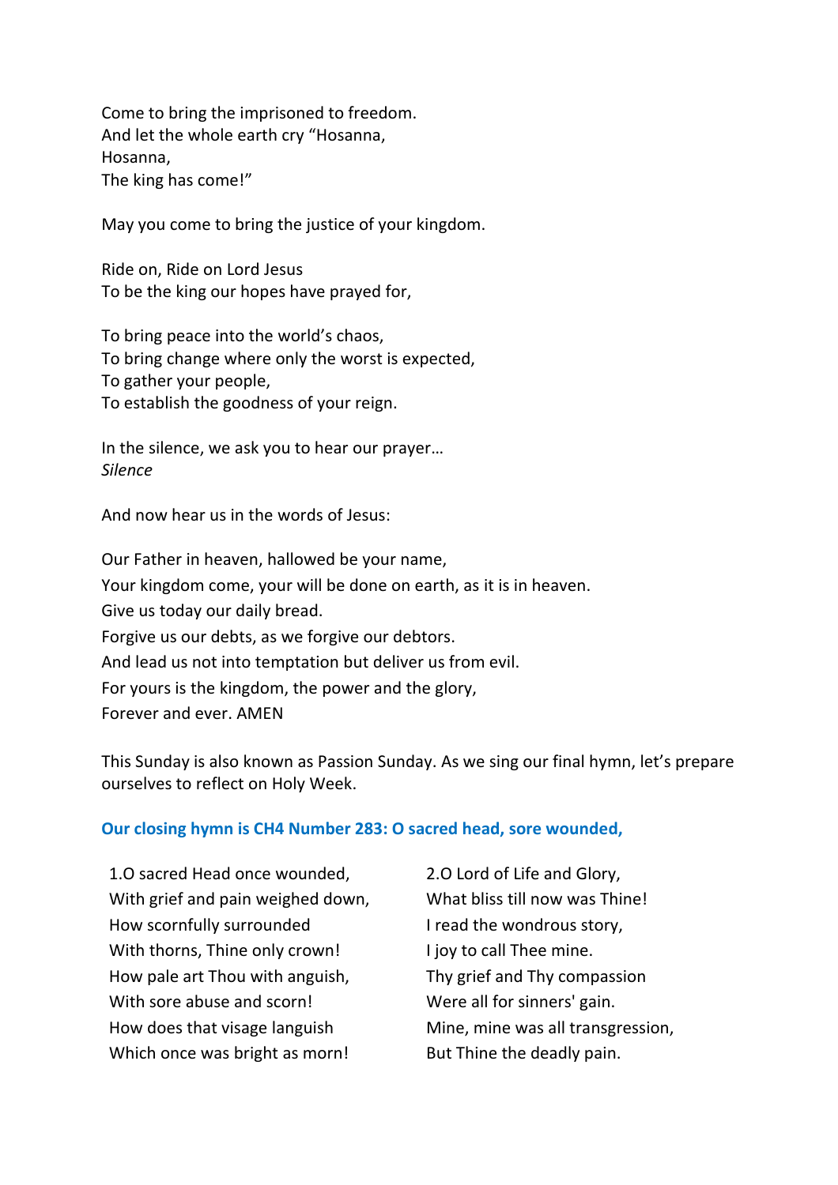Come to bring the imprisoned to freedom.
And let the whole earth cry "Hosanna,
Hosanna,
The king has come!"

May you come to bring the justice of your kingdom.

Ride on, Ride on Lord Jesus
To be the king our hopes have prayed for,

To bring peace into the world's chaos,
To bring change where only the worst is expected,
To gather your people,
To establish the goodness of your reign.

In the silence, we ask you to hear our prayer…
*Silence*

And now hear us in the words of Jesus:

Our Father in heaven, hallowed be your name,
Your kingdom come, your will be done on earth, as it is in heaven.
Give us today our daily bread.
Forgive us our debts, as we forgive our debtors.
And lead us not into temptation but deliver us from evil.
For yours is the kingdom, the power and the glory,
Forever and ever. AMEN

This Sunday is also known as Passion Sunday. As we sing our final hymn, let's prepare ourselves to reflect on Holy Week.

**Our closing hymn is CH4 Number 283: O sacred head, sore wounded,**

1.O sacred Head once wounded,
With grief and pain weighed down,
How scornfully surrounded
With thorns, Thine only crown!
How pale art Thou with anguish,
With sore abuse and scorn!
How does that visage languish
Which once was bright as morn!

2.O Lord of Life and Glory,
What bliss till now was Thine!
I read the wondrous story,
I joy to call Thee mine.
Thy grief and Thy compassion
Were all for sinners' gain.
Mine, mine was all transgression,
But Thine the deadly pain.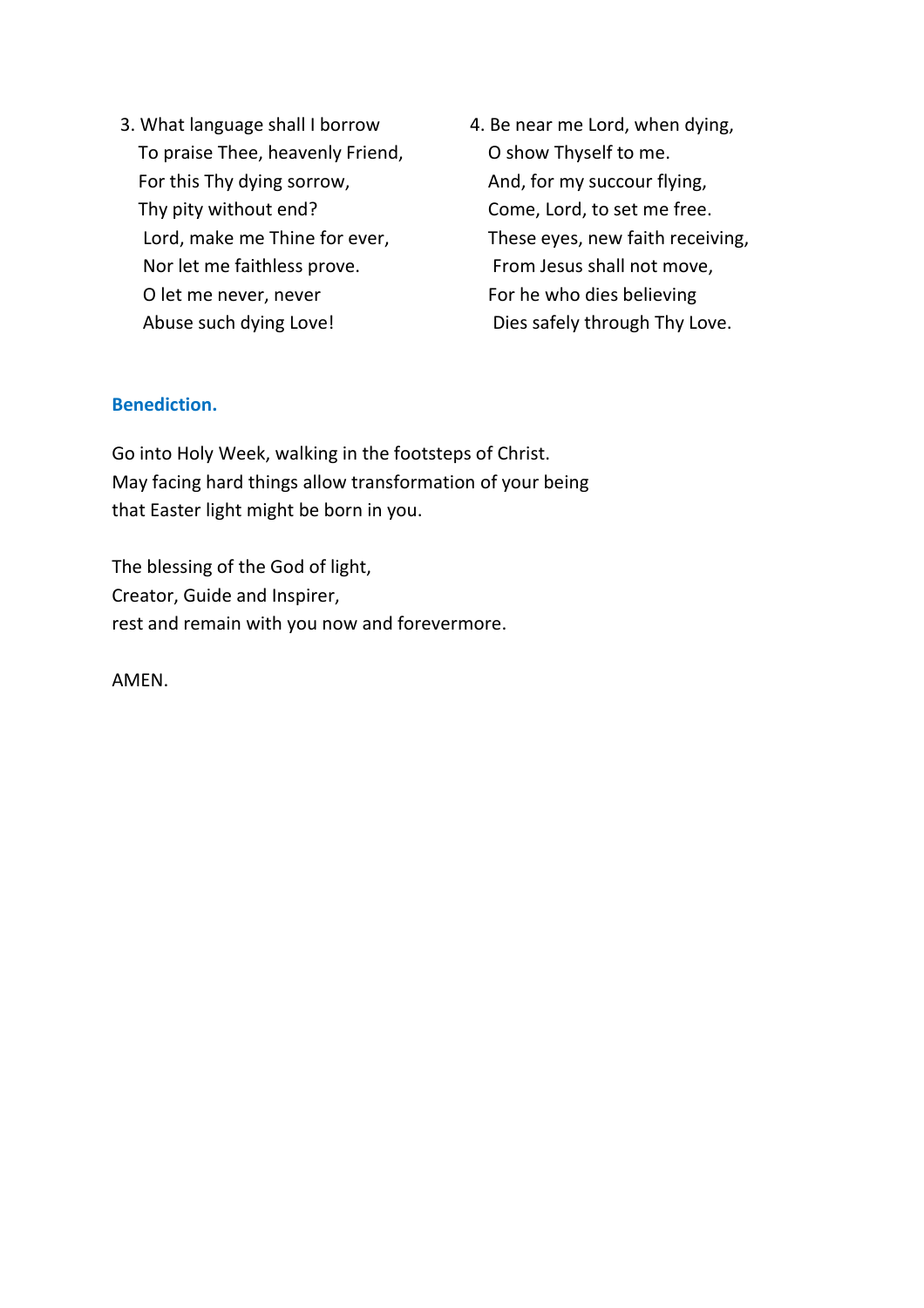3. What language shall I borrow  
To praise Thee, heavenly Friend,  
For this Thy dying sorrow,  
Thy pity without end?  
Lord, make me Thine for ever,  
Nor let me faithless prove.  
O let me never, never  
Abuse such dying Love!

4. Be near me Lord, when dying,  
O show Thyself to me.  
And, for my succour flying,  
Come, Lord, to set me free.  
These eyes, new faith receiving,  
From Jesus shall not move,  
For he who dies believing  
Dies safely through Thy Love.

**Benediction.**

Go into Holy Week, walking in the footsteps of Christ.  
May facing hard things allow transformation of your being  
that Easter light might be born in you.

The blessing of the God of light,  
Creator, Guide and Inspirer,  
rest and remain with you now and forevermore.

AMEN.